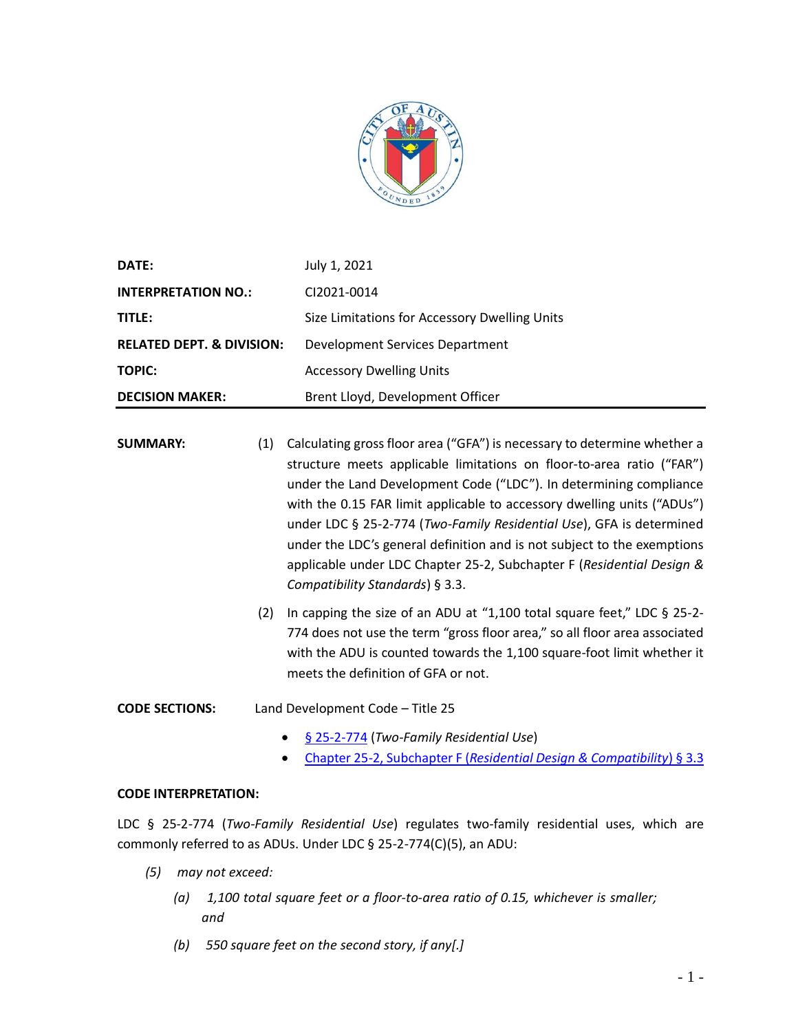| | |
|---|---|
| **DATE:** | July 1, 2021 |
| **INTERPRETATION NO.:** | CI2021-0014 |
| **TITLE:** | Size Limitations for Accessory Dwelling Units |
| **RELATED DEPT. & DIVISION:** | Development Services Department |
| **TOPIC:** | Accessory Dwelling Units |
| **DECISION MAKER:** | Brent Lloyd, Development Officer |

**SUMMARY:**

(1) Calculating gross floor area ("GFA") is necessary to determine whether a structure meets applicable limitations on floor-to-area ratio ("FAR") under the Land Development Code ("LDC"). In determining compliance with the 0.15 FAR limit applicable to accessory dwelling units ("ADUs") under LDC § 25-2-774 (*Two-Family Residential Use*), GFA is determined under the LDC's general definition and is not subject to the exemptions applicable under LDC Chapter 25-2, Subchapter F (*Residential Design & Compatibility Standards*) § 3.3.

(2) In capping the size of an ADU at "1,100 total square feet," LDC § 25-2-774 does not use the term "gross floor area," so all floor area associated with the ADU is counted towards the 1,100 square-foot limit whether it meets the definition of GFA or not.

**CODE SECTIONS:** Land Development Code – Title 25

- § 25-2-774 (*Two-Family Residential Use*)
- Chapter 25-2, Subchapter F (*Residential Design & Compatibility*) § 3.3

**CODE INTERPRETATION:**

LDC § 25-2-774 (*Two-Family Residential Use*) regulates two-family residential uses, which are commonly referred to as ADUs. Under LDC § 25-2-774(C)(5), an ADU:

> *(5) may not exceed:*
>
> *(a) 1,100 total square feet or a floor-to-area ratio of 0.15, whichever is smaller; and*
>
> *(b) 550 square feet on the second story, if any[.]*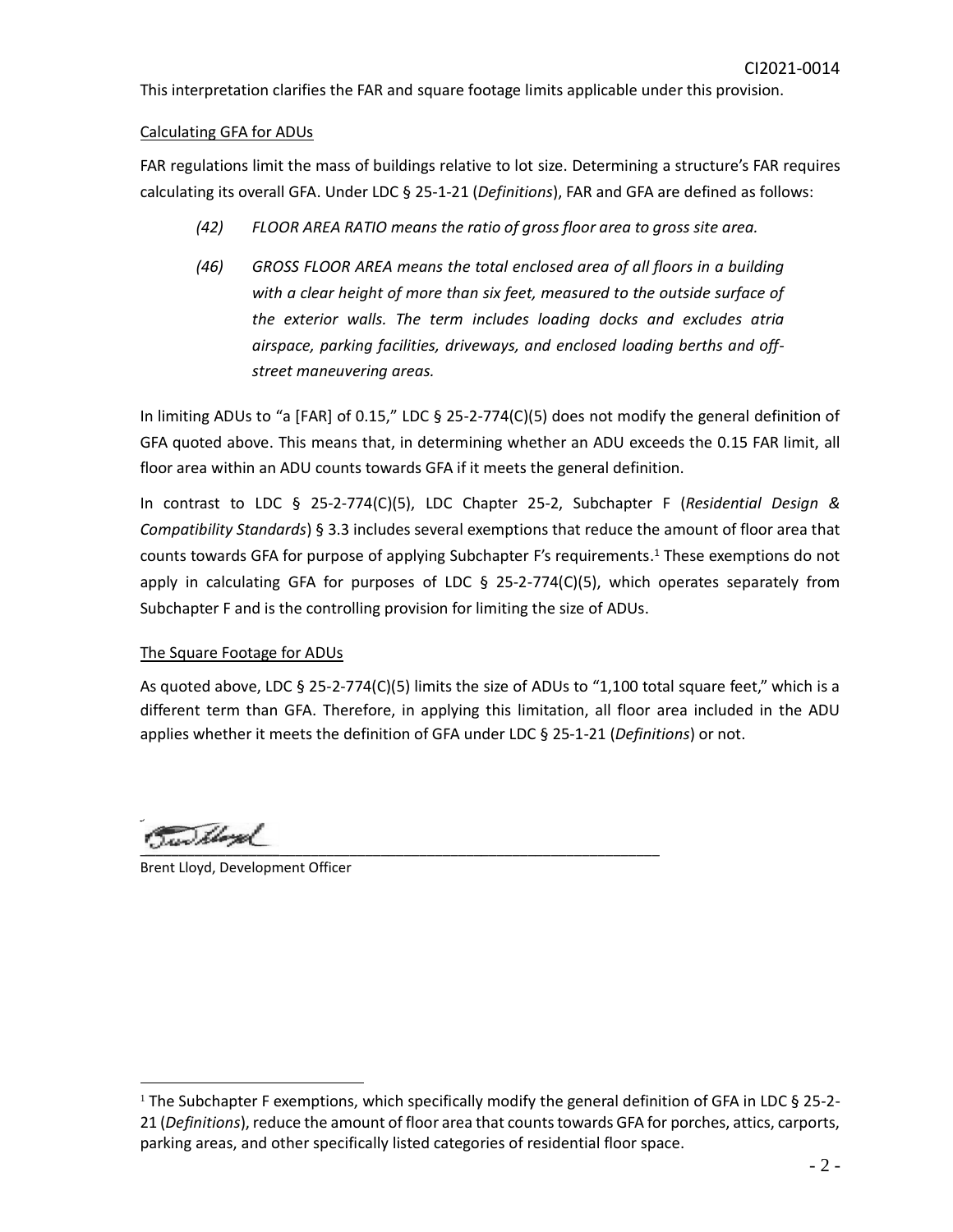This interpretation clarifies the FAR and square footage limits applicable under this provision.

## Calculating GFA for ADUs

FAR regulations limit the mass of buildings relative to lot size. Determining a structure's FAR requires calculating its overall GFA. Under LDC § 25-1-21 (*Definitions*), FAR and GFA are defined as follows:

> *(42) FLOOR AREA RATIO means the ratio of gross floor area to gross site area.*
>
> *(46) GROSS FLOOR AREA means the total enclosed area of all floors in a building with a clear height of more than six feet, measured to the outside surface of the exterior walls. The term includes loading docks and excludes atria airspace, parking facilities, driveways, and enclosed loading berths and off-street maneuvering areas.*

In limiting ADUs to "a [FAR] of 0.15," LDC § 25-2-774(C)(5) does not modify the general definition of GFA quoted above. This means that, in determining whether an ADU exceeds the 0.15 FAR limit, all floor area within an ADU counts towards GFA if it meets the general definition.

In contrast to LDC § 25-2-774(C)(5), LDC Chapter 25-2, Subchapter F (*Residential Design & Compatibility Standards*) § 3.3 includes several exemptions that reduce the amount of floor area that counts towards GFA for purpose of applying Subchapter F's requirements.[1] These exemptions do not apply in calculating GFA for purposes of LDC § 25-2-774(C)(5), which operates separately from Subchapter F and is the controlling provision for limiting the size of ADUs.

## The Square Footage for ADUs

As quoted above, LDC § 25-2-774(C)(5) limits the size of ADUs to "1,100 total square feet," which is a different term than GFA. Therefore, in applying this limitation, all floor area included in the ADU applies whether it meets the definition of GFA under LDC § 25-1-21 (*Definitions*) or not.

Brent Lloyd, Development Officer

---

[1] The Subchapter F exemptions, which specifically modify the general definition of GFA in LDC § 25-2-21 (*Definitions*), reduce the amount of floor area that counts towards GFA for porches, attics, carports, parking areas, and other specifically listed categories of residential floor space.